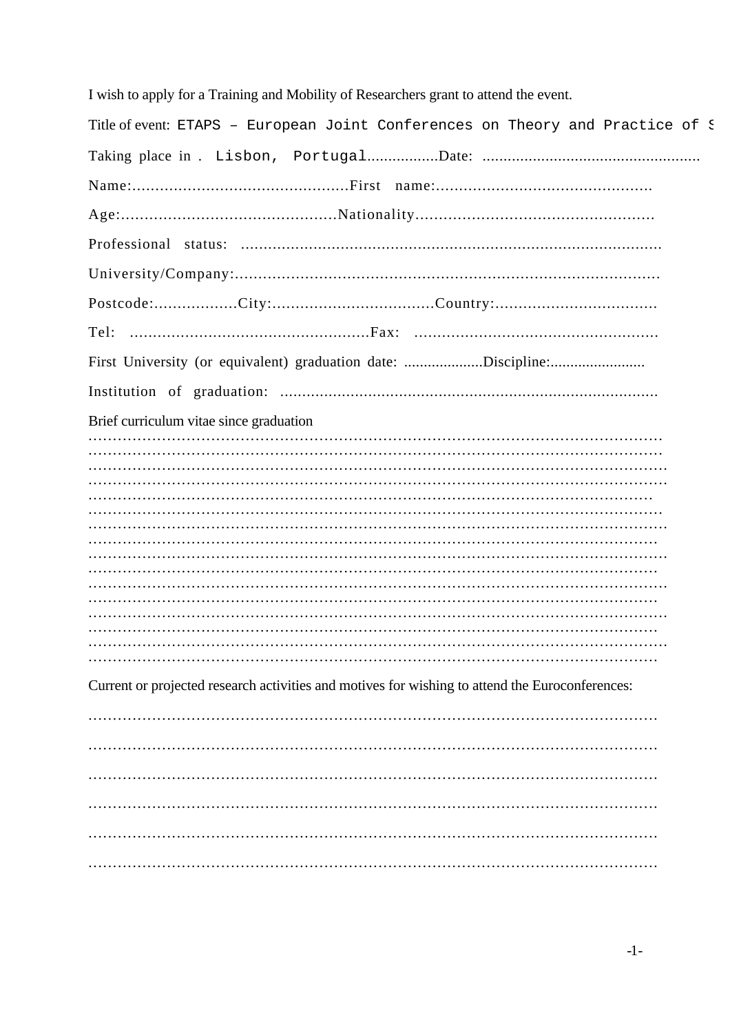I wish to apply for a Training and Mobility of Researchers grant to attend the event.

Title of event: ETAPS – European Joint Conferences on Theory and Practice of S

Taking place in . Lisbon, Portugal.................Date: ....................................................

Name:...............................................First name:..............................................

Age:.............................................Nationality..................................................

Professional status: ...........................................................................................

University/Company:...........................................................................................

Postcode:..................City:..................................Country:..................................

Tel: ...................................................Fax: ....................................................

First University (or equivalent) graduation date: ....................Discipline:........................

Institution of graduation: ....................................................................................

Brief curriculum vitae since graduation
……………………………………………………………………………………………………
……………………………………………………………………………………………………
……………………………………………………………………………………………………
……………………………………………………………………………………………………
……………………………………………………………………………………………………
……………………………………………………………………………………………………
……………………………………………………………………………………………………
……………………………………………………………………………………………………
……………………………………………………………………………………………………
……………………………………………………………………………………………………
……………………………………………………………………………………………………
……………………………………………………………………………………………………
……………………………………………………………………………………………………
……………………………………………………………………………………………………
……………………………………………………………………………………………………
……………………………………………………………………………………………………

Current or projected research activities and motives for wishing to attend the Euroconferences:

……………………………………………………………………………………………………

……………………………………………………………………………………………………

……………………………………………………………………………………………………

……………………………………………………………………………………………………

……………………………………………………………………………………………………

……………………………………………………………………………………………………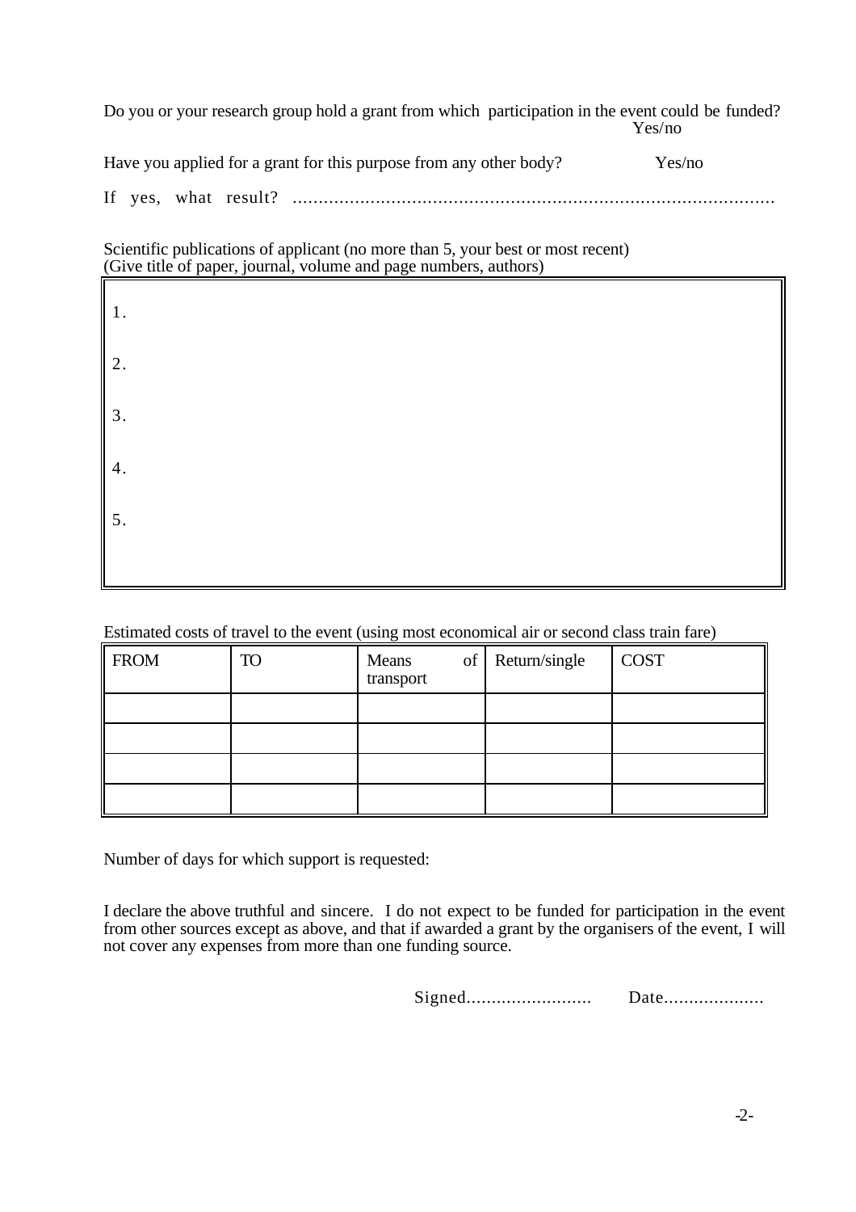Do you or your research group hold a grant from which participation in the event could be funded? Yes/no

Have you applied for a grant for this purpose from any other body? Yes/no

If yes, what result? .............................................................................................

Scientific publications of applicant (no more than 5, your best or most recent)
(Give title of paper, journal, volume and page numbers, authors)

1.

2.

3.

4.

5.

Estimated costs of travel to the event (using most economical air or second class train fare)

| FROM | TO | Means of transport | Return/single | COST |
|---|---|---|---|---|
| | | | | |
| | | | | |
| | | | | |
| | | | | |

Number of days for which support is requested:

I declare the above truthful and sincere. I do not expect to be funded for participation in the event from other sources except as above, and that if awarded a grant by the organisers of the event, I will not cover any expenses from more than one funding source.

Signed......................... Date....................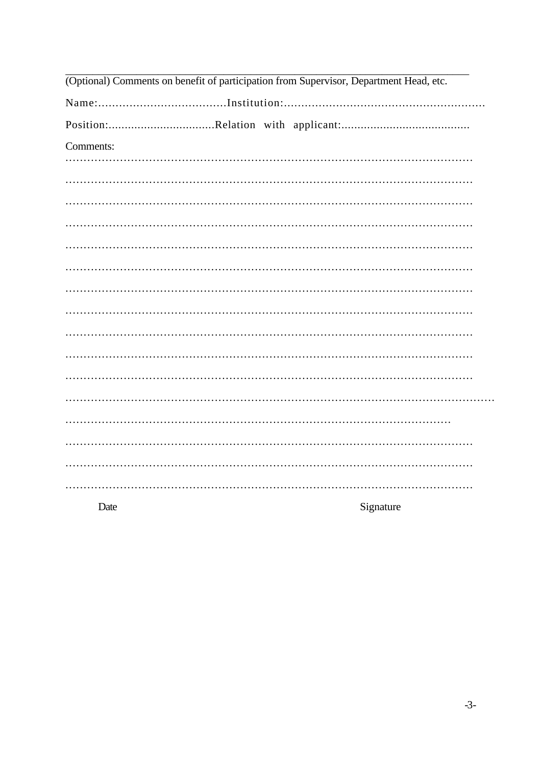(Optional) Comments on benefit of participation from Supervisor, Department Head, etc.

Name:....................................Institution:........................................................

Position:.................................Relation with applicant:.......................................

Comments:

……………………………………………………………………………………………

……………………………………………………………………………………………

……………………………………………………………………………………………

……………………………………………………………………………………………

……………………………………………………………………………………………

……………………………………………………………………………………………

……………………………………………………………………………………………

……………………………………………………………………………………………

……………………………………………………………………………………………

……………………………………………………………………………………………

……………………………………………………………………………………………

…………………………………………………………………………………………………

………………………………………………………………………………………

……………………………………………………………………………………………

……………………………………………………………………………………………

……………………………………………………………………………………………

Date Signature